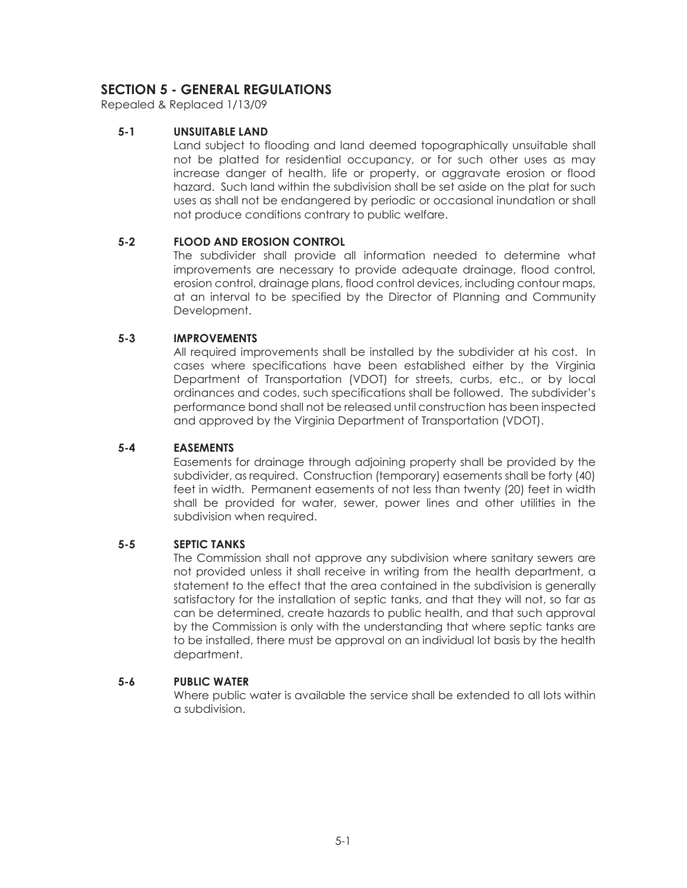# SECTION 5 - GENERAL REGULATIONS

Repealed & Replaced 1/13/09

### 5-1 UNSUITABLE LAND

Land subject to flooding and land deemed topographically unsuitable shall not be platted for residential occupancy, or for such other uses as may increase danger of health, life or property, or aggravate erosion or flood hazard. Such land within the subdivision shall be set aside on the plat for such uses as shall not be endangered by periodic or occasional inundation or shall not produce conditions contrary to public welfare.

### 5-2 FLOOD AND EROSION CONTROL

The subdivider shall provide all information needed to determine what improvements are necessary to provide adequate drainage, flood control, erosion control, drainage plans, flood control devices, including contour maps, at an interval to be specified by the Director of Planning and Community Development.

### 5-3 IMPROVEMENTS

All required improvements shall be installed by the subdivider at his cost. In cases where specifications have been established either by the Virginia Department of Transportation (VDOT) for streets, curbs, etc., or by local ordinances and codes, such specifications shall be followed. The subdivider's performance bond shall not be released until construction has been inspected and approved by the Virginia Department of Transportation (VDOT).

### 5-4 EASEMENTS

Easements for drainage through adjoining property shall be provided by the subdivider, as required. Construction (temporary) easements shall be forty (40) feet in width. Permanent easements of not less than twenty (20) feet in width shall be provided for water, sewer, power lines and other utilities in the subdivision when required.

### 5-5 SEPTIC TANKS

The Commission shall not approve any subdivision where sanitary sewers are not provided unless it shall receive in writing from the health department, a statement to the effect that the area contained in the subdivision is generally satisfactory for the installation of septic tanks, and that they will not, so far as can be determined, create hazards to public health, and that such approval by the Commission is only with the understanding that where septic tanks are to be installed, there must be approval on an individual lot basis by the health department.

### 5-6 PUBLIC WATER

Where public water is available the service shall be extended to all lots within a subdivision.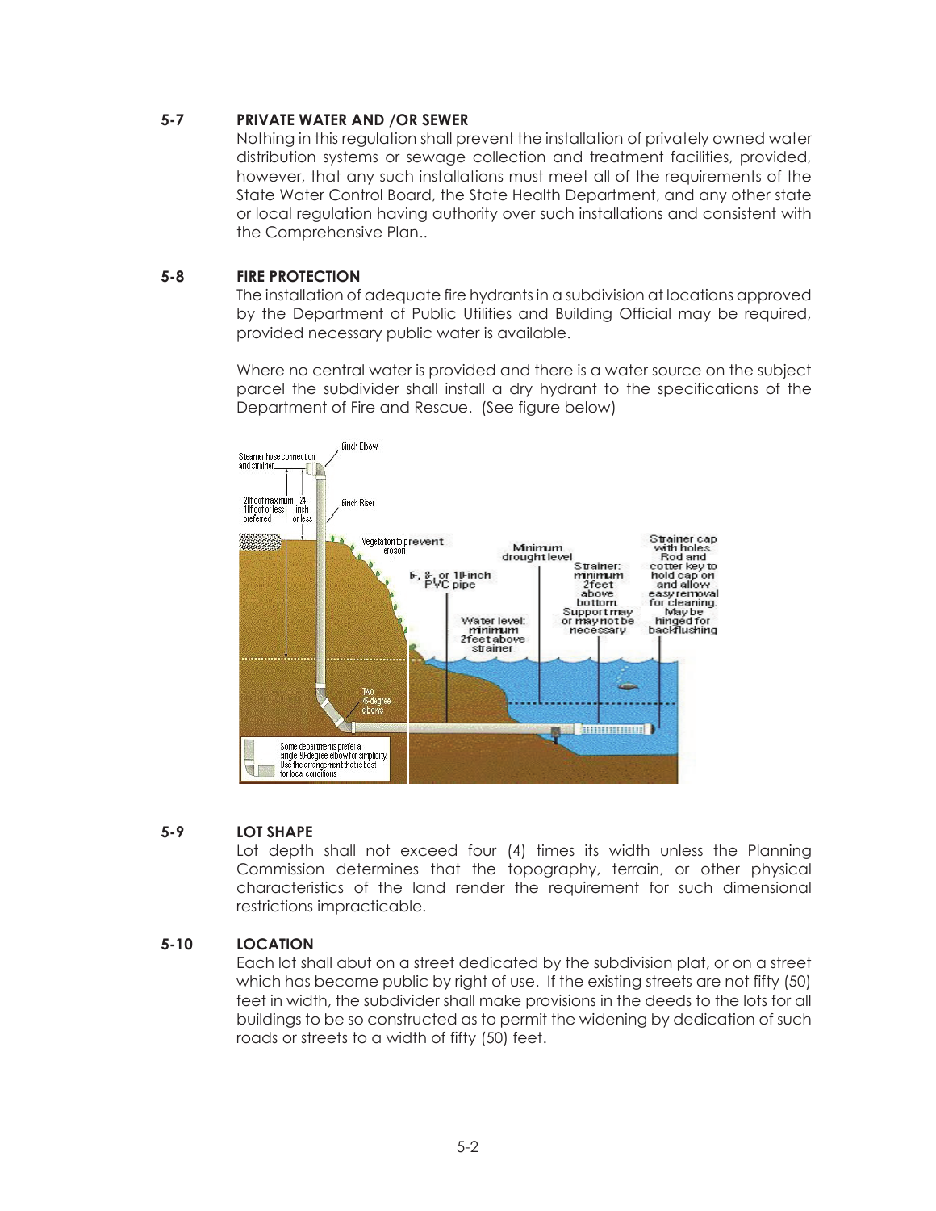## 5-7 PRIVATE WATER AND /OR SEWER

Nothing in this regulation shall prevent the installation of privately owned water distribution systems or sewage collection and treatment facilities, provided, however, that any such installations must meet all of the requirements of the State Water Control Board, the State Health Department, and any other state or local regulation having authority over such installations and consistent with the Comprehensive Plan..

## 5-8 FIRE PROTECTION

The installation of adequate fire hydrants in a subdivision at locations approved by the Department of Public Utilities and Building Official may be required, provided necessary public water is available.

Where no central water is provided and there is a water source on the subject parcel the subdivider shall install a dry hydrant to the specifications of the Department of Fire and Rescue. (See figure below)

## 5-9 LOT SHAPE

Lot depth shall not exceed four (4) times its width unless the Planning Commission determines that the topography, terrain, or other physical characteristics of the land render the requirement for such dimensional restrictions impracticable.

## 5-10 LOCATION

Each lot shall abut on a street dedicated by the subdivision plat, or on a street which has become public by right of use. If the existing streets are not fifty (50) feet in width, the subdivider shall make provisions in the deeds to the lots for all buildings to be so constructed as to permit the widening by dedication of such roads or streets to a width of fifty (50) feet.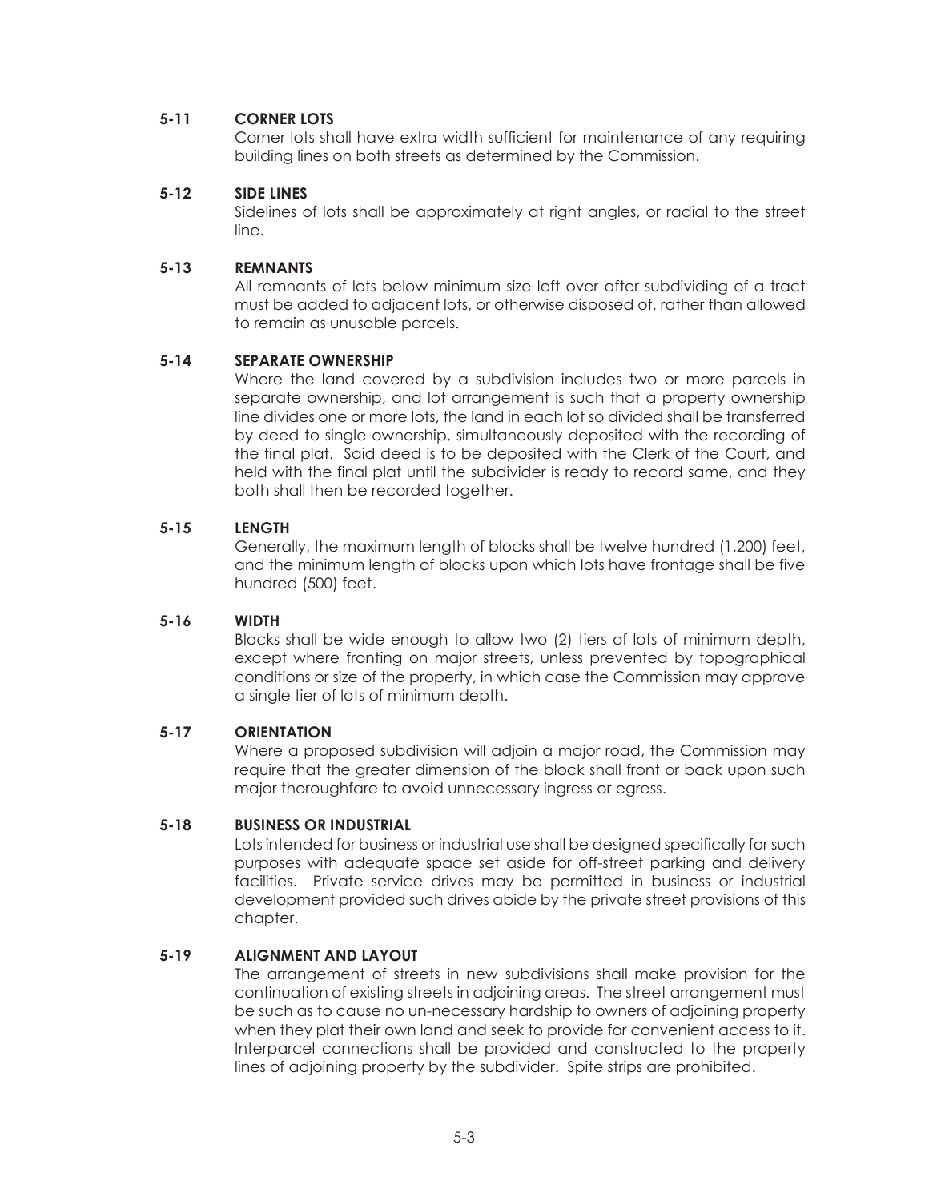### 5-11 CORNER LOTS

Corner lots shall have extra width sufficient for maintenance of any requiring building lines on both streets as determined by the Commission.

### 5-12 SIDE LINES

Sidelines of lots shall be approximately at right angles, or radial to the street line.

### 5-13 REMNANTS

All remnants of lots below minimum size left over after subdividing of a tract must be added to adjacent lots, or otherwise disposed of, rather than allowed to remain as unusable parcels.

### 5-14 SEPARATE OWNERSHIP

Where the land covered by a subdivision includes two or more parcels in separate ownership, and lot arrangement is such that a property ownership line divides one or more lots, the land in each lot so divided shall be transferred by deed to single ownership, simultaneously deposited with the recording of the final plat. Said deed is to be deposited with the Clerk of the Court, and held with the final plat until the subdivider is ready to record same, and they both shall then be recorded together.

### 5-15 LENGTH

Generally, the maximum length of blocks shall be twelve hundred (1,200) feet, and the minimum length of blocks upon which lots have frontage shall be five hundred (500) feet.

### 5-16 WIDTH

Blocks shall be wide enough to allow two (2) tiers of lots of minimum depth, except where fronting on major streets, unless prevented by topographical conditions or size of the property, in which case the Commission may approve a single tier of lots of minimum depth.

### 5-17 ORIENTATION

Where a proposed subdivision will adjoin a major road, the Commission may require that the greater dimension of the block shall front or back upon such major thoroughfare to avoid unnecessary ingress or egress.

### 5-18 BUSINESS OR INDUSTRIAL

Lots intended for business or industrial use shall be designed specifically for such purposes with adequate space set aside for off-street parking and delivery facilities. Private service drives may be permitted in business or industrial development provided such drives abide by the private street provisions of this chapter.

### 5-19 ALIGNMENT AND LAYOUT

The arrangement of streets in new subdivisions shall make provision for the continuation of existing streets in adjoining areas. The street arrangement must be such as to cause no un-necessary hardship to owners of adjoining property when they plat their own land and seek to provide for convenient access to it. Interparcel connections shall be provided and constructed to the property lines of adjoining property by the subdivider. Spite strips are prohibited.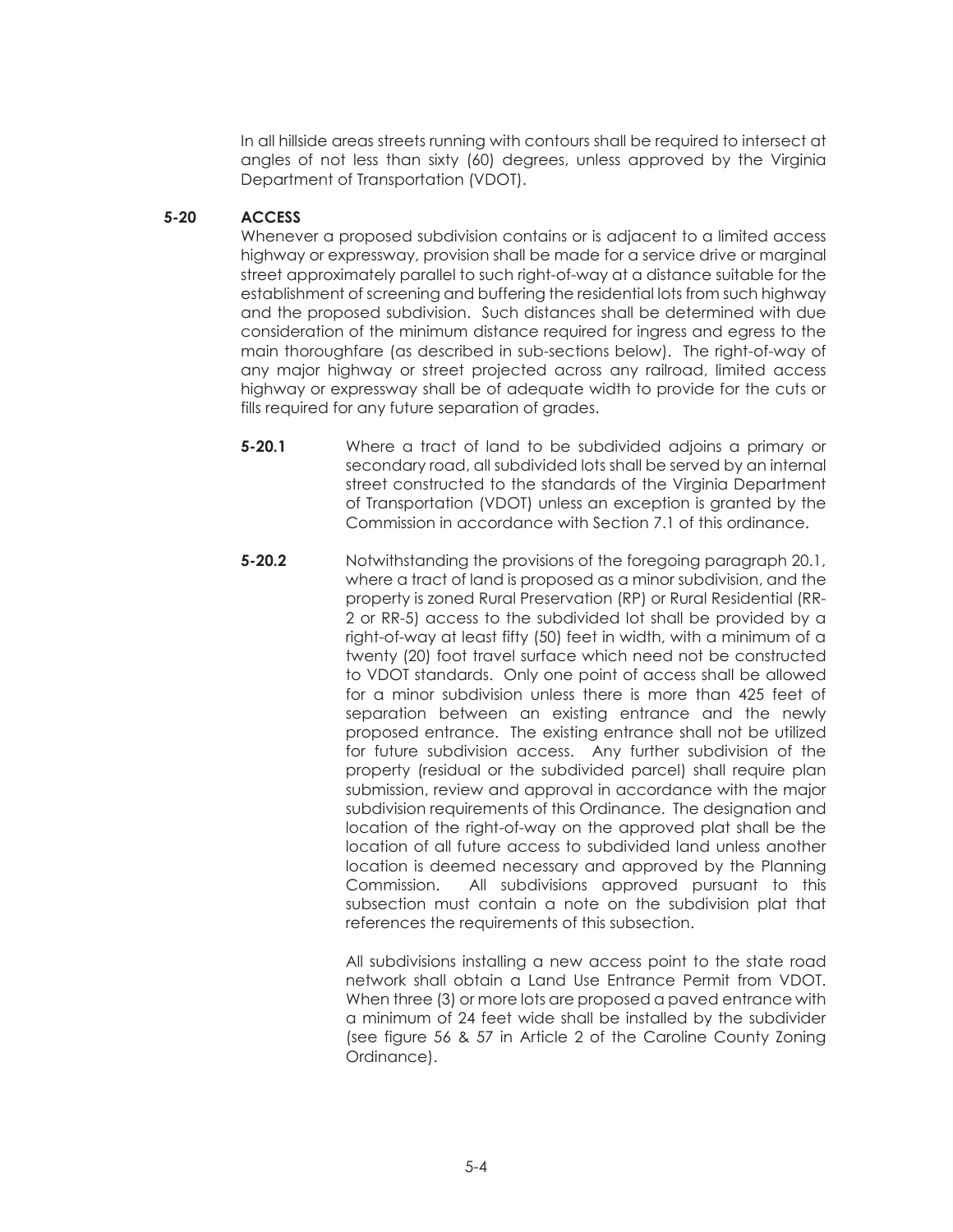In all hillside areas streets running with contours shall be required to intersect at angles of not less than sixty (60) degrees, unless approved by the Virginia Department of Transportation (VDOT).

### 5-20 ACCESS

Whenever a proposed subdivision contains or is adjacent to a limited access highway or expressway, provision shall be made for a service drive or marginal street approximately parallel to such right-of-way at a distance suitable for the establishment of screening and buffering the residential lots from such highway and the proposed subdivision. Such distances shall be determined with due consideration of the minimum distance required for ingress and egress to the main thoroughfare (as described in sub-sections below). The right-of-way of any major highway or street projected across any railroad, limited access highway or expressway shall be of adequate width to provide for the cuts or fills required for any future separation of grades.

**5-20.1** Where a tract of land to be subdivided adjoins a primary or secondary road, all subdivided lots shall be served by an internal street constructed to the standards of the Virginia Department of Transportation (VDOT) unless an exception is granted by the Commission in accordance with Section 7.1 of this ordinance.

**5-20.2** Notwithstanding the provisions of the foregoing paragraph 20.1, where a tract of land is proposed as a minor subdivision, and the property is zoned Rural Preservation (RP) or Rural Residential (RR-2 or RR-5) access to the subdivided lot shall be provided by a right-of-way at least fifty (50) feet in width, with a minimum of a twenty (20) foot travel surface which need not be constructed to VDOT standards. Only one point of access shall be allowed for a minor subdivision unless there is more than 425 feet of separation between an existing entrance and the newly proposed entrance. The existing entrance shall not be utilized for future subdivision access. Any further subdivision of the property (residual or the subdivided parcel) shall require plan submission, review and approval in accordance with the major subdivision requirements of this Ordinance. The designation and location of the right-of-way on the approved plat shall be the location of all future access to subdivided land unless another location is deemed necessary and approved by the Planning Commission. All subdivisions approved pursuant to this subsection must contain a note on the subdivision plat that references the requirements of this subsection.

All subdivisions installing a new access point to the state road network shall obtain a Land Use Entrance Permit from VDOT. When three (3) or more lots are proposed a paved entrance with a minimum of 24 feet wide shall be installed by the subdivider (see figure 56 & 57 in Article 2 of the Caroline County Zoning Ordinance).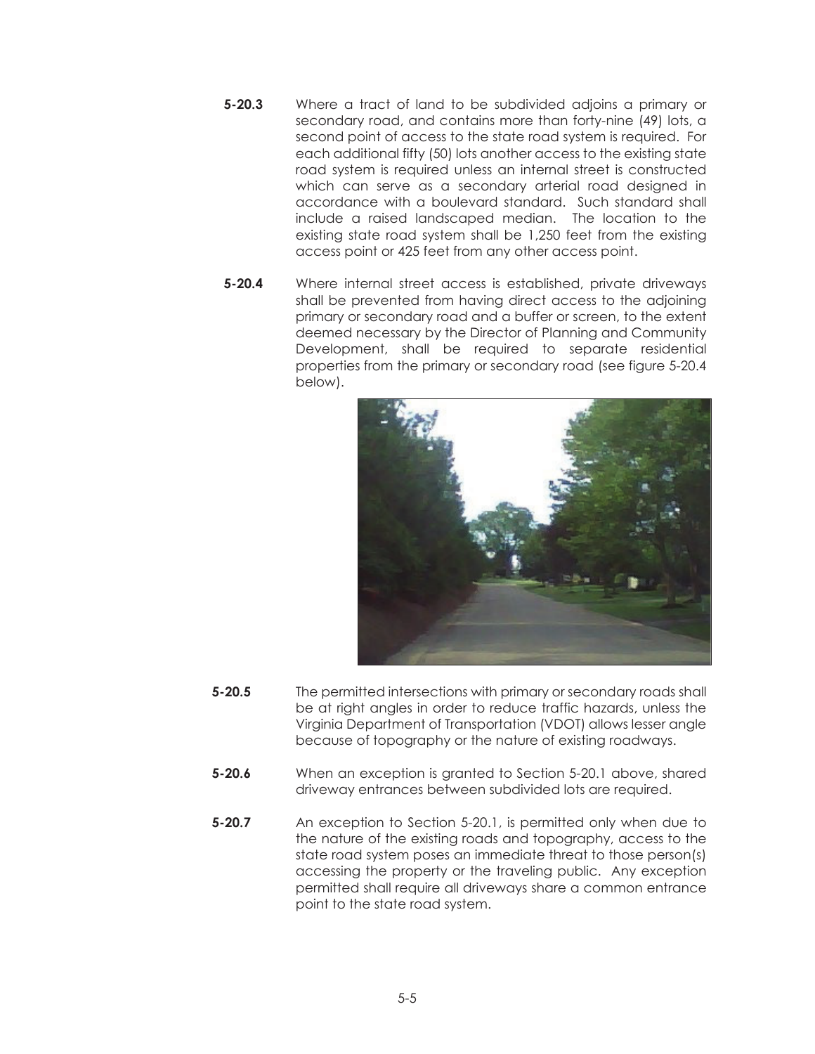**5-20.3** Where a tract of land to be subdivided adjoins a primary or secondary road, and contains more than forty-nine (49) lots, a second point of access to the state road system is required. For each additional fifty (50) lots another access to the existing state road system is required unless an internal street is constructed which can serve as a secondary arterial road designed in accordance with a boulevard standard. Such standard shall include a raised landscaped median. The location to the existing state road system shall be 1,250 feet from the existing access point or 425 feet from any other access point.

**5-20.4** Where internal street access is established, private driveways shall be prevented from having direct access to the adjoining primary or secondary road and a buffer or screen, to the extent deemed necessary by the Director of Planning and Community Development, shall be required to separate residential properties from the primary or secondary road (see figure 5-20.4 below).

**5-20.5** The permitted intersections with primary or secondary roads shall be at right angles in order to reduce traffic hazards, unless the Virginia Department of Transportation (VDOT) allows lesser angle because of topography or the nature of existing roadways.

**5-20.6** When an exception is granted to Section 5-20.1 above, shared driveway entrances between subdivided lots are required.

**5-20.7** An exception to Section 5-20.1, is permitted only when due to the nature of the existing roads and topography, access to the state road system poses an immediate threat to those person(s) accessing the property or the traveling public. Any exception permitted shall require all driveways share a common entrance point to the state road system.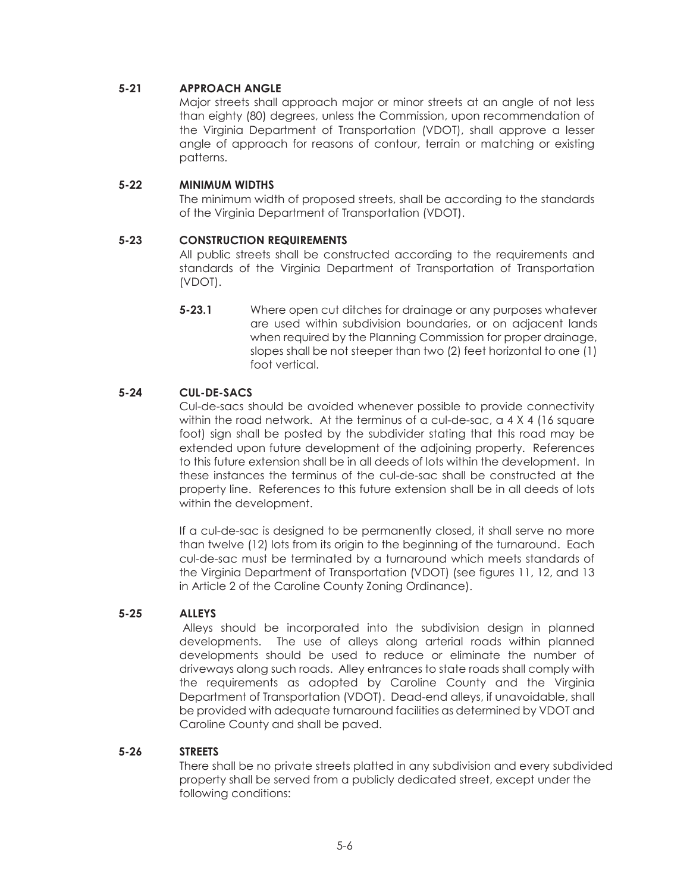### 5-21 APPROACH ANGLE

Major streets shall approach major or minor streets at an angle of not less than eighty (80) degrees, unless the Commission, upon recommendation of the Virginia Department of Transportation (VDOT), shall approve a lesser angle of approach for reasons of contour, terrain or matching or existing patterns.

### 5-22 MINIMUM WIDTHS

The minimum width of proposed streets, shall be according to the standards of the Virginia Department of Transportation (VDOT).

### 5-23 CONSTRUCTION REQUIREMENTS

All public streets shall be constructed according to the requirements and standards of the Virginia Department of Transportation of Transportation (VDOT).

**5-23.1** Where open cut ditches for drainage or any purposes whatever are used within subdivision boundaries, or on adjacent lands when required by the Planning Commission for proper drainage, slopes shall be not steeper than two (2) feet horizontal to one (1) foot vertical.

### 5-24 CUL-DE-SACS

Cul-de-sacs should be avoided whenever possible to provide connectivity within the road network. At the terminus of a cul-de-sac, a 4 X 4 (16 square foot) sign shall be posted by the subdivider stating that this road may be extended upon future development of the adjoining property. References to this future extension shall be in all deeds of lots within the development. In these instances the terminus of the cul-de-sac shall be constructed at the property line. References to this future extension shall be in all deeds of lots within the development.

If a cul-de-sac is designed to be permanently closed, it shall serve no more than twelve (12) lots from its origin to the beginning of the turnaround. Each cul-de-sac must be terminated by a turnaround which meets standards of the Virginia Department of Transportation (VDOT) (see figures 11, 12, and 13 in Article 2 of the Caroline County Zoning Ordinance).

### 5-25 ALLEYS

Alleys should be incorporated into the subdivision design in planned developments. The use of alleys along arterial roads within planned developments should be used to reduce or eliminate the number of driveways along such roads. Alley entrances to state roads shall comply with the requirements as adopted by Caroline County and the Virginia Department of Transportation (VDOT). Dead-end alleys, if unavoidable, shall be provided with adequate turnaround facilities as determined by VDOT and Caroline County and shall be paved.

### 5-26 STREETS

There shall be no private streets platted in any subdivision and every subdivided property shall be served from a publicly dedicated street, except under the following conditions: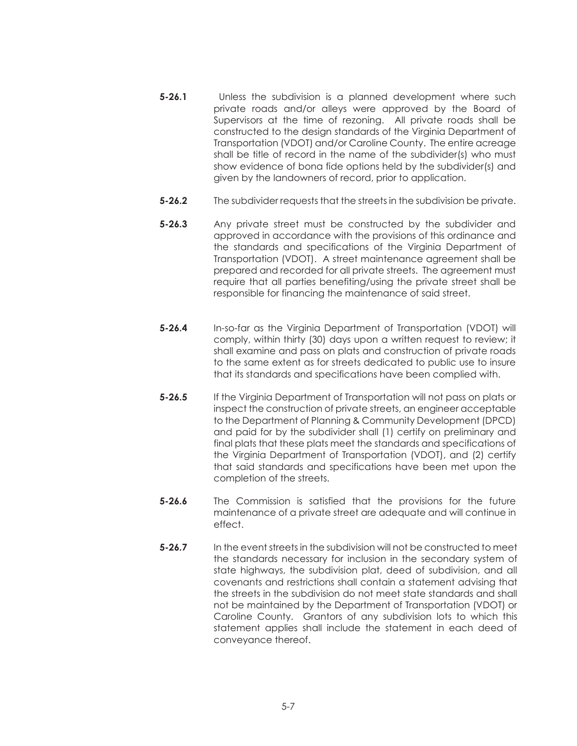**5-26.1** Unless the subdivision is a planned development where such private roads and/or alleys were approved by the Board of Supervisors at the time of rezoning. All private roads shall be constructed to the design standards of the Virginia Department of Transportation (VDOT) and/or Caroline County. The entire acreage shall be title of record in the name of the subdivider(s) who must show evidence of bona fide options held by the subdivider(s) and given by the landowners of record, prior to application.

**5-26.2** The subdivider requests that the streets in the subdivision be private.

**5-26.3** Any private street must be constructed by the subdivider and approved in accordance with the provisions of this ordinance and the standards and specifications of the Virginia Department of Transportation (VDOT). A street maintenance agreement shall be prepared and recorded for all private streets. The agreement must require that all parties benefiting/using the private street shall be responsible for financing the maintenance of said street.

**5-26.4** In-so-far as the Virginia Department of Transportation (VDOT) will comply, within thirty (30) days upon a written request to review; it shall examine and pass on plats and construction of private roads to the same extent as for streets dedicated to public use to insure that its standards and specifications have been complied with.

**5-26.5** If the Virginia Department of Transportation will not pass on plats or inspect the construction of private streets, an engineer acceptable to the Department of Planning & Community Development (DPCD) and paid for by the subdivider shall (1) certify on preliminary and final plats that these plats meet the standards and specifications of the Virginia Department of Transportation (VDOT), and (2) certify that said standards and specifications have been met upon the completion of the streets.

**5-26.6** The Commission is satisfied that the provisions for the future maintenance of a private street are adequate and will continue in effect.

**5-26.7** In the event streets in the subdivision will not be constructed to meet the standards necessary for inclusion in the secondary system of state highways, the subdivision plat, deed of subdivision, and all covenants and restrictions shall contain a statement advising that the streets in the subdivision do not meet state standards and shall not be maintained by the Department of Transportation (VDOT) or Caroline County. Grantors of any subdivision lots to which this statement applies shall include the statement in each deed of conveyance thereof.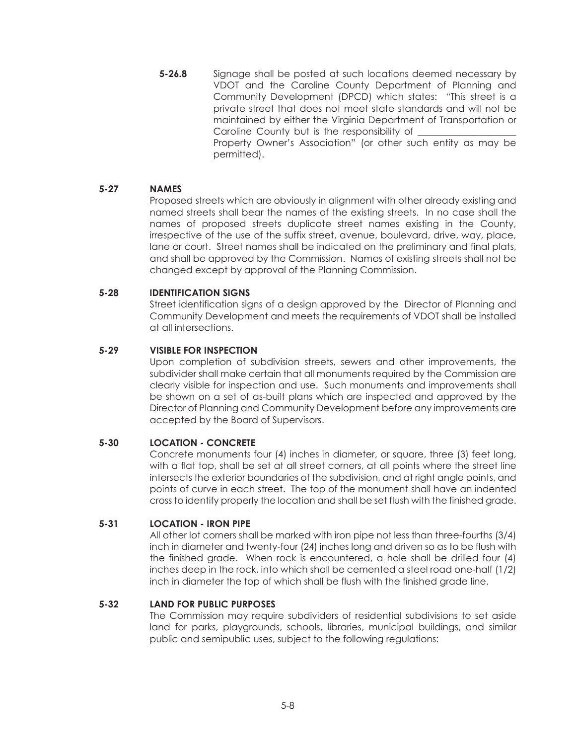**5-26.8** Signage shall be posted at such locations deemed necessary by VDOT and the Caroline County Department of Planning and Community Development (DPCD) which states: "This street is a private street that does not meet state standards and will not be maintained by either the Virginia Department of Transportation or Caroline County but is the responsibility of ____________________ Property Owner's Association" (or other such entity as may be permitted).

**5-27 NAMES**

Proposed streets which are obviously in alignment with other already existing and named streets shall bear the names of the existing streets. In no case shall the names of proposed streets duplicate street names existing in the County, irrespective of the use of the suffix street, avenue, boulevard, drive, way, place, lane or court. Street names shall be indicated on the preliminary and final plats, and shall be approved by the Commission. Names of existing streets shall not be changed except by approval of the Planning Commission.

**5-28 IDENTIFICATION SIGNS**

Street identification signs of a design approved by the Director of Planning and Community Development and meets the requirements of VDOT shall be installed at all intersections.

**5-29 VISIBLE FOR INSPECTION**

Upon completion of subdivision streets, sewers and other improvements, the subdivider shall make certain that all monuments required by the Commission are clearly visible for inspection and use. Such monuments and improvements shall be shown on a set of as-built plans which are inspected and approved by the Director of Planning and Community Development before any improvements are accepted by the Board of Supervisors.

**5-30 LOCATION - CONCRETE**

Concrete monuments four (4) inches in diameter, or square, three (3) feet long, with a flat top, shall be set at all street corners, at all points where the street line intersects the exterior boundaries of the subdivision, and at right angle points, and points of curve in each street. The top of the monument shall have an indented cross to identify properly the location and shall be set flush with the finished grade.

**5-31 LOCATION - IRON PIPE**

All other lot corners shall be marked with iron pipe not less than three-fourths (3/4) inch in diameter and twenty-four (24) inches long and driven so as to be flush with the finished grade. When rock is encountered, a hole shall be drilled four (4) inches deep in the rock, into which shall be cemented a steel road one-half (1/2) inch in diameter the top of which shall be flush with the finished grade line.

**5-32 LAND FOR PUBLIC PURPOSES**

The Commission may require subdividers of residential subdivisions to set aside land for parks, playgrounds, schools, libraries, municipal buildings, and similar public and semipublic uses, subject to the following regulations: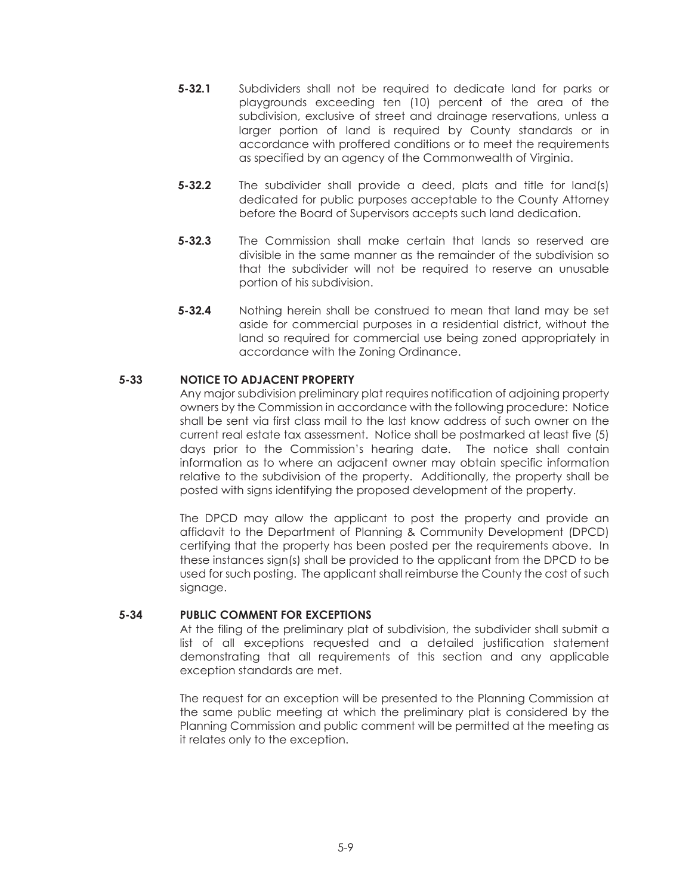**5-32.1** Subdividers shall not be required to dedicate land for parks or playgrounds exceeding ten (10) percent of the area of the subdivision, exclusive of street and drainage reservations, unless a larger portion of land is required by County standards or in accordance with proffered conditions or to meet the requirements as specified by an agency of the Commonwealth of Virginia.

**5-32.2** The subdivider shall provide a deed, plats and title for land(s) dedicated for public purposes acceptable to the County Attorney before the Board of Supervisors accepts such land dedication.

**5-32.3** The Commission shall make certain that lands so reserved are divisible in the same manner as the remainder of the subdivision so that the subdivider will not be required to reserve an unusable portion of his subdivision.

**5-32.4** Nothing herein shall be construed to mean that land may be set aside for commercial purposes in a residential district, without the land so required for commercial use being zoned appropriately in accordance with the Zoning Ordinance.

## 5-33 NOTICE TO ADJACENT PROPERTY

Any major subdivision preliminary plat requires notification of adjoining property owners by the Commission in accordance with the following procedure: Notice shall be sent via first class mail to the last know address of such owner on the current real estate tax assessment. Notice shall be postmarked at least five (5) days prior to the Commission's hearing date. The notice shall contain information as to where an adjacent owner may obtain specific information relative to the subdivision of the property. Additionally, the property shall be posted with signs identifying the proposed development of the property.

The DPCD may allow the applicant to post the property and provide an affidavit to the Department of Planning & Community Development (DPCD) certifying that the property has been posted per the requirements above. In these instances sign(s) shall be provided to the applicant from the DPCD to be used for such posting. The applicant shall reimburse the County the cost of such signage.

## 5-34 PUBLIC COMMENT FOR EXCEPTIONS

At the filing of the preliminary plat of subdivision, the subdivider shall submit a list of all exceptions requested and a detailed justification statement demonstrating that all requirements of this section and any applicable exception standards are met.

The request for an exception will be presented to the Planning Commission at the same public meeting at which the preliminary plat is considered by the Planning Commission and public comment will be permitted at the meeting as it relates only to the exception.